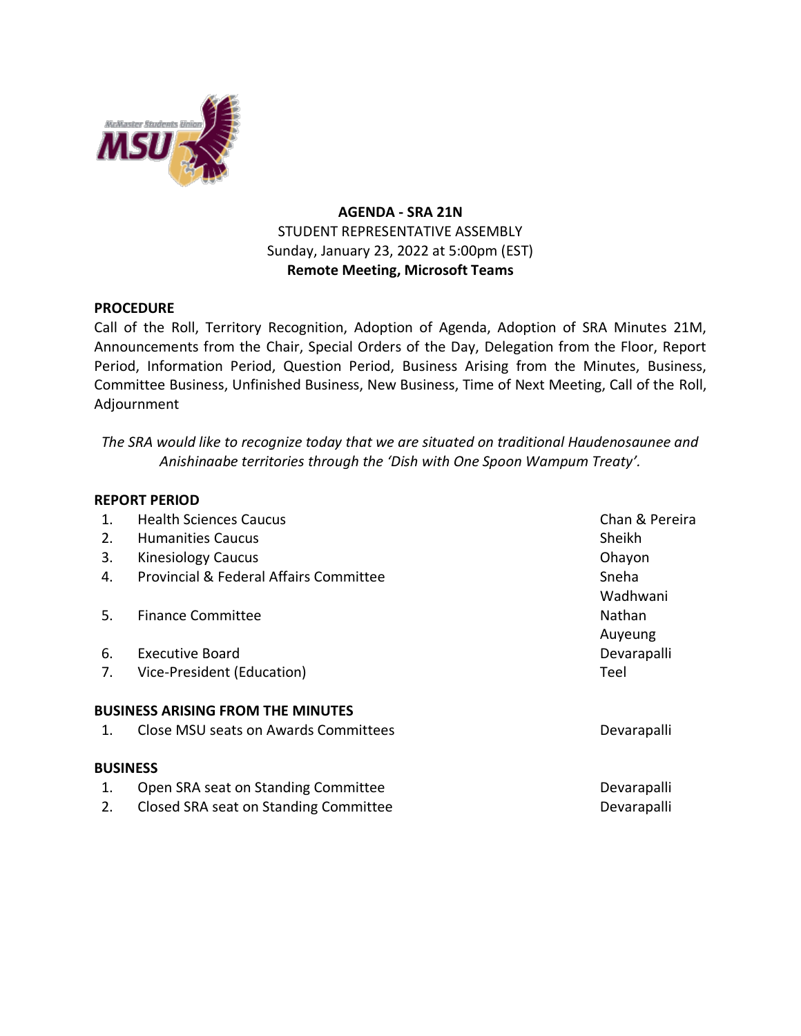**AGENDA - SRA 21N**
STUDENT REPRESENTATIVE ASSEMBLY
Sunday, January 23, 2022 at 5:00pm (EST)
**Remote Meeting, Microsoft Teams**

**PROCEDURE**

Call of the Roll, Territory Recognition, Adoption of Agenda, Adoption of SRA Minutes 21M, Announcements from the Chair, Special Orders of the Day, Delegation from the Floor, Report Period, Information Period, Question Period, Business Arising from the Minutes, Business, Committee Business, Unfinished Business, New Business, Time of Next Meeting, Call of the Roll, Adjournment

*The SRA would like to recognize today that we are situated on traditional Haudenosaunee and Anishinaabe territories through the 'Dish with One Spoon Wampum Treaty'.*

**REPORT PERIOD**

| | | |
|---|---|---|
| 1. | Health Sciences Caucus | Chan & Pereira |
| 2. | Humanities Caucus | Sheikh |
| 3. | Kinesiology Caucus | Ohayon |
| 4. | Provincial & Federal Affairs Committee | Sneha Wadhwani |
| 5. | Finance Committee | Nathan Auyeung |
| 6. | Executive Board | Devarapalli |
| 7. | Vice-President (Education) | Teel |

**BUSINESS ARISING FROM THE MINUTES**

| | | |
|---|---|---|
| 1. | Close MSU seats on Awards Committees | Devarapalli |

**BUSINESS**

| | | |
|---|---|---|
| 1. | Open SRA seat on Standing Committee | Devarapalli |
| 2. | Closed SRA seat on Standing Committee | Devarapalli |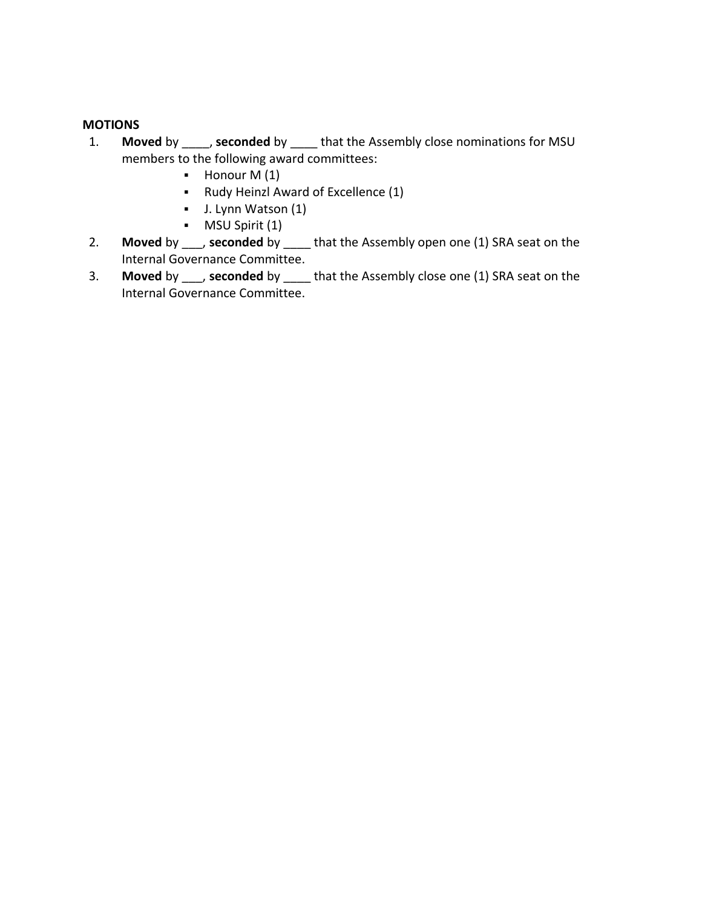**MOTIONS**

1. **Moved** by ____, **seconded** by ____ that the Assembly close nominations for MSU members to the following award committees:
   - Honour M (1)
   - Rudy Heinzl Award of Excellence (1)
   - J. Lynn Watson (1)
   - MSU Spirit (1)
2. **Moved** by ___, **seconded** by ____ that the Assembly open one (1) SRA seat on the Internal Governance Committee.
3. **Moved** by ___, **seconded** by ____ that the Assembly close one (1) SRA seat on the Internal Governance Committee.